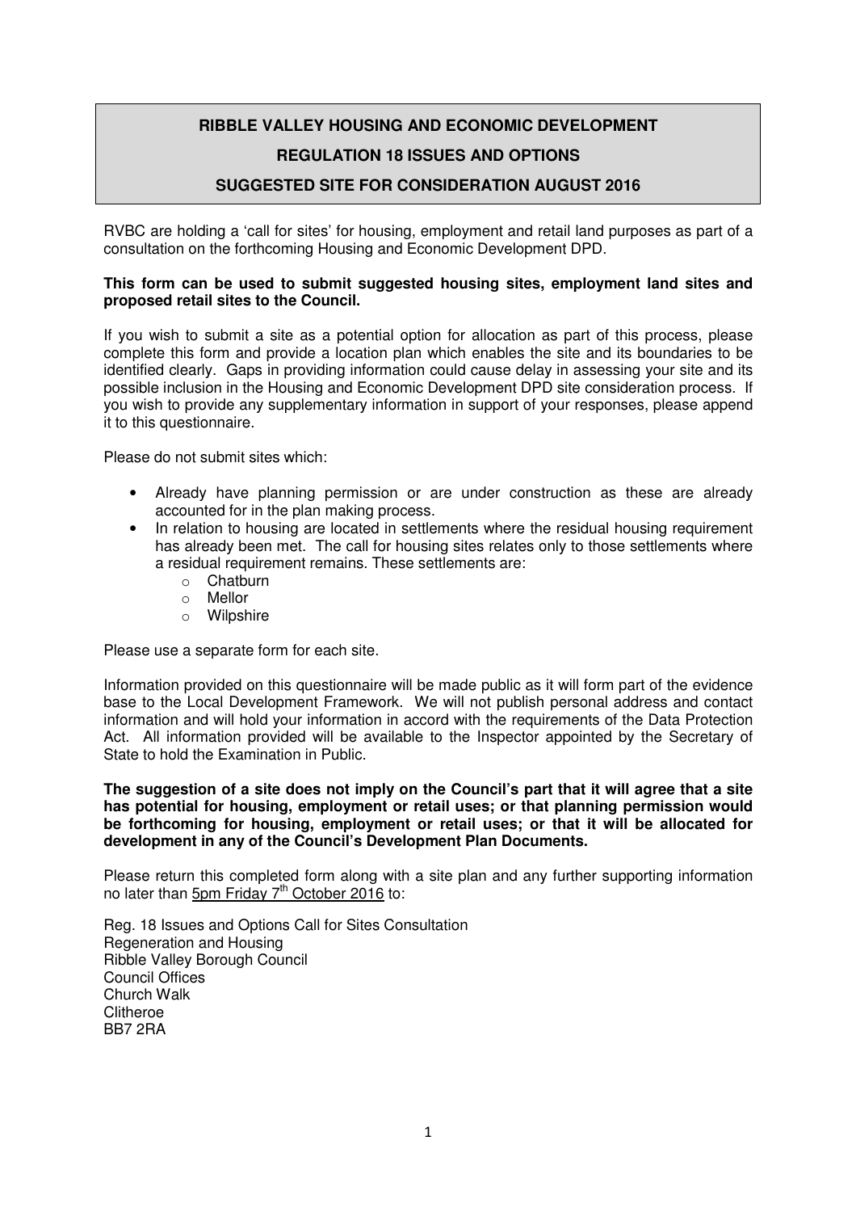# RIBBLE VALLEY HOUSING AND ECONOMIC DEVELOPMENT

## REGULATION 18 ISSUES AND OPTIONS

## SUGGESTED SITE FOR CONSIDERATION AUGUST 2016

RVBC are holding a 'call for sites' for housing, employment and retail land purposes as part of a consultation on the forthcoming Housing and Economic Development DPD.

**This form can be used to submit suggested housing sites, employment land sites and proposed retail sites to the Council.**

If you wish to submit a site as a potential option for allocation as part of this process, please complete this form and provide a location plan which enables the site and its boundaries to be identified clearly. Gaps in providing information could cause delay in assessing your site and its possible inclusion in the Housing and Economic Development DPD site consideration process. If you wish to provide any supplementary information in support of your responses, please append it to this questionnaire.

Please do not submit sites which:

- Already have planning permission or are under construction as these are already accounted for in the plan making process.
- In relation to housing are located in settlements where the residual housing requirement has already been met. The call for housing sites relates only to those settlements where a residual requirement remains. These settlements are:
    - Chatburn
    - Mellor
    - Wilpshire

Please use a separate form for each site.

Information provided on this questionnaire will be made public as it will form part of the evidence base to the Local Development Framework. We will not publish personal address and contact information and will hold your information in accord with the requirements of the Data Protection Act. All information provided will be available to the Inspector appointed by the Secretary of State to hold the Examination in Public.

**The suggestion of a site does not imply on the Council's part that it will agree that a site has potential for housing, employment or retail uses; or that planning permission would be forthcoming for housing, employment or retail uses; or that it will be allocated for development in any of the Council's Development Plan Documents.**

Please return this completed form along with a site plan and any further supporting information no later than 5pm Friday 7th October 2016 to:

Reg. 18 Issues and Options Call for Sites Consultation
Regeneration and Housing
Ribble Valley Borough Council
Council Offices
Church Walk
Clitheroe
BB7 2RA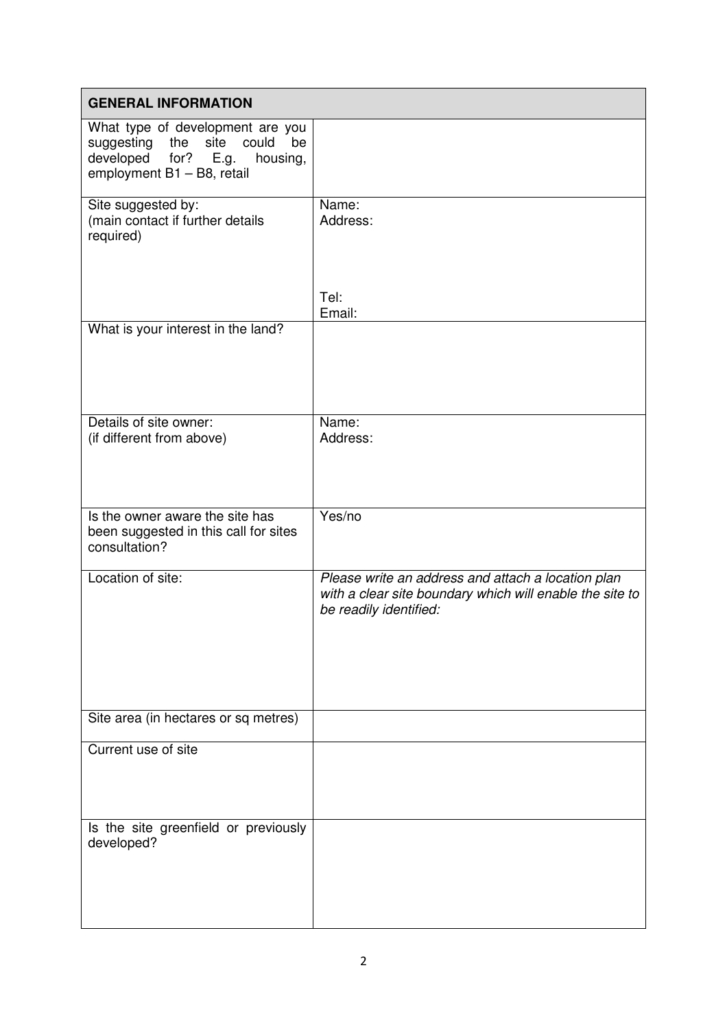| GENERAL INFORMATION | |
|---|---|
| What type of development are you suggesting the site could be developed for? E.g. housing, employment B1 – B8, retail | |
| Site suggested by:<br>(main contact if further details required) | Name:<br>Address:<br><br><br>Tel:<br>Email: |
| What is your interest in the land? | |
| Details of site owner:<br>(if different from above) | Name:<br>Address: |
| Is the owner aware the site has been suggested in this call for sites consultation? | Yes/no |
| Location of site: | *Please write an address and attach a location plan with a clear site boundary which will enable the site to be readily identified:* |
| Site area (in hectares or sq metres) | |
| Current use of site | |
| Is the site greenfield or previously developed? | |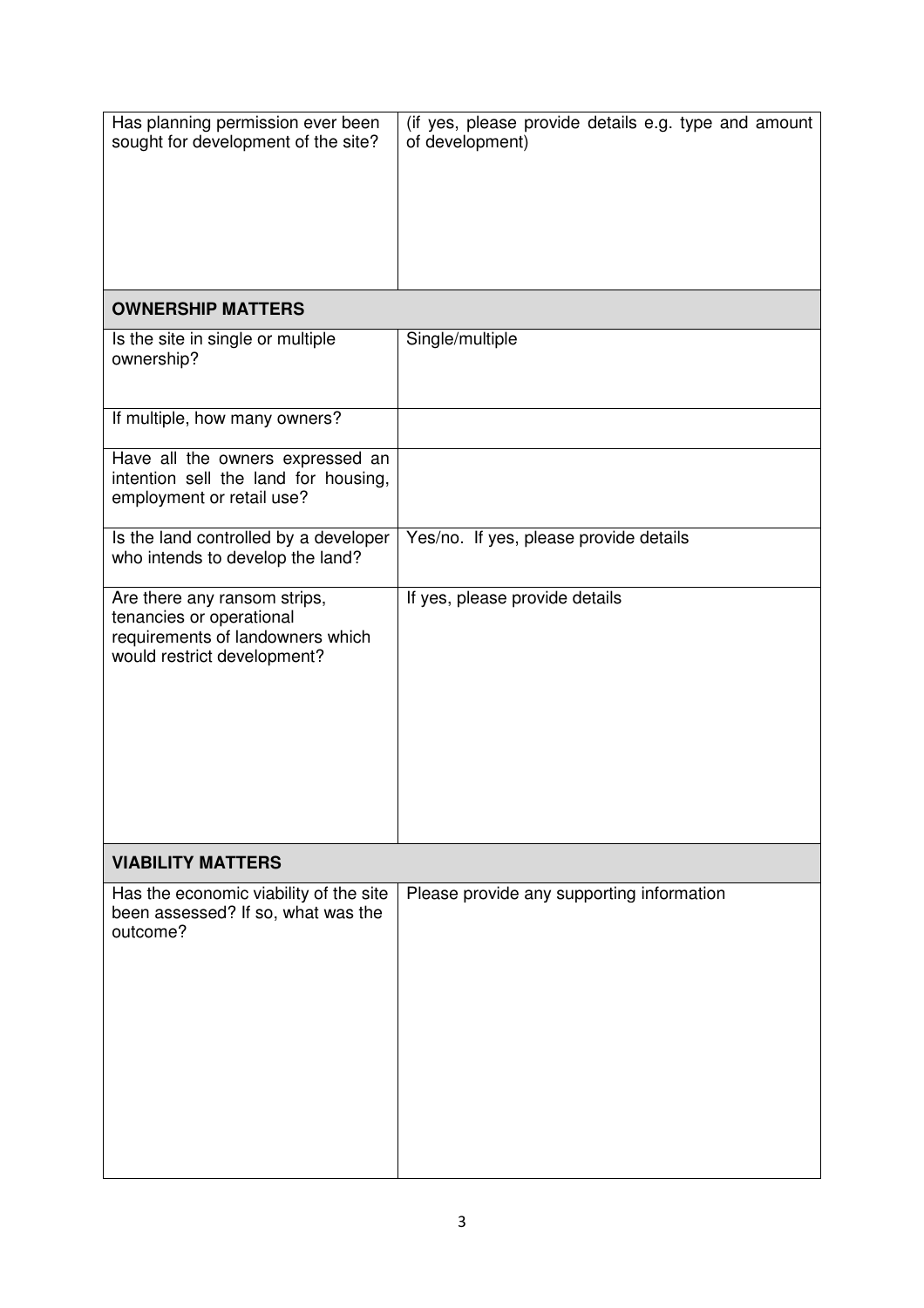| Has planning permission ever been sought for development of the site? | (if yes, please provide details e.g. type and amount of development) |
|---|---|
| **OWNERSHIP MATTERS** | |
| Is the site in single or multiple ownership? | Single/multiple |
| If multiple, how many owners? | |
| Have all the owners expressed an intention sell the land for housing, employment or retail use? | |
| Is the land controlled by a developer who intends to develop the land? | Yes/no. If yes, please provide details |
| Are there any ransom strips, tenancies or operational requirements of landowners which would restrict development? | If yes, please provide details |
| **VIABILITY MATTERS** | |
| Has the economic viability of the site been assessed? If so, what was the outcome? | Please provide any supporting information |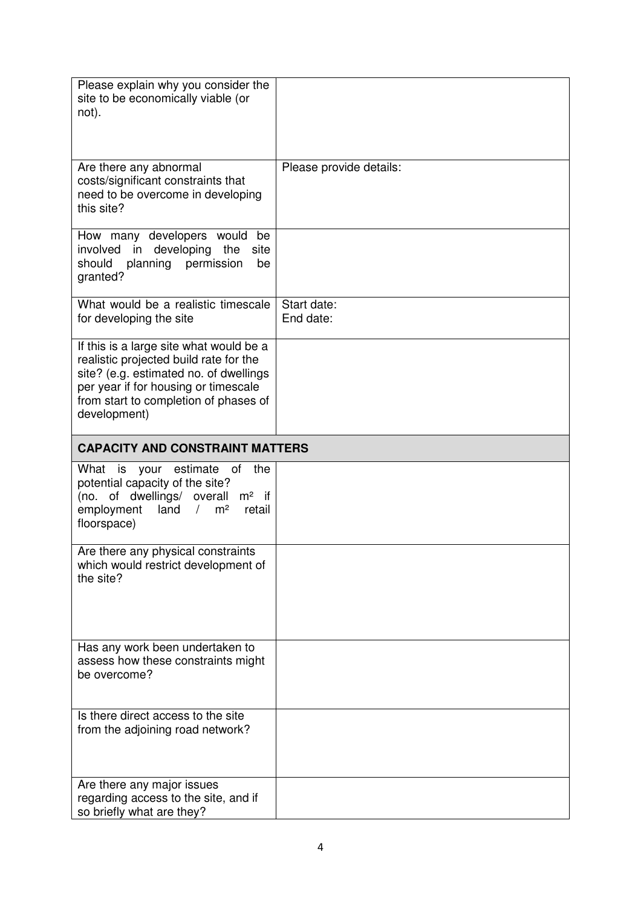| | |
|---|---|
| Please explain why you consider the site to be economically viable (or not). | |
| Are there any abnormal costs/significant constraints that need to be overcome in developing this site? | Please provide details: |
| How many developers would be involved in developing the site should planning permission be granted? | |
| What would be a realistic timescale for developing the site | Start date:<br>End date: |
| If this is a large site what would be a realistic projected build rate for the site? (e.g. estimated no. of dwellings per year if for housing or timescale from start to completion of phases of development) | |
| **CAPACITY AND CONSTRAINT MATTERS** | |
| What is your estimate of the potential capacity of the site? (no. of dwellings/ overall m² if employment land / m² retail floorspace) | |
| Are there any physical constraints which would restrict development of the site? | |
| Has any work been undertaken to assess how these constraints might be overcome? | |
| Is there direct access to the site from the adjoining road network? | |
| Are there any major issues regarding access to the site, and if so briefly what are they? | |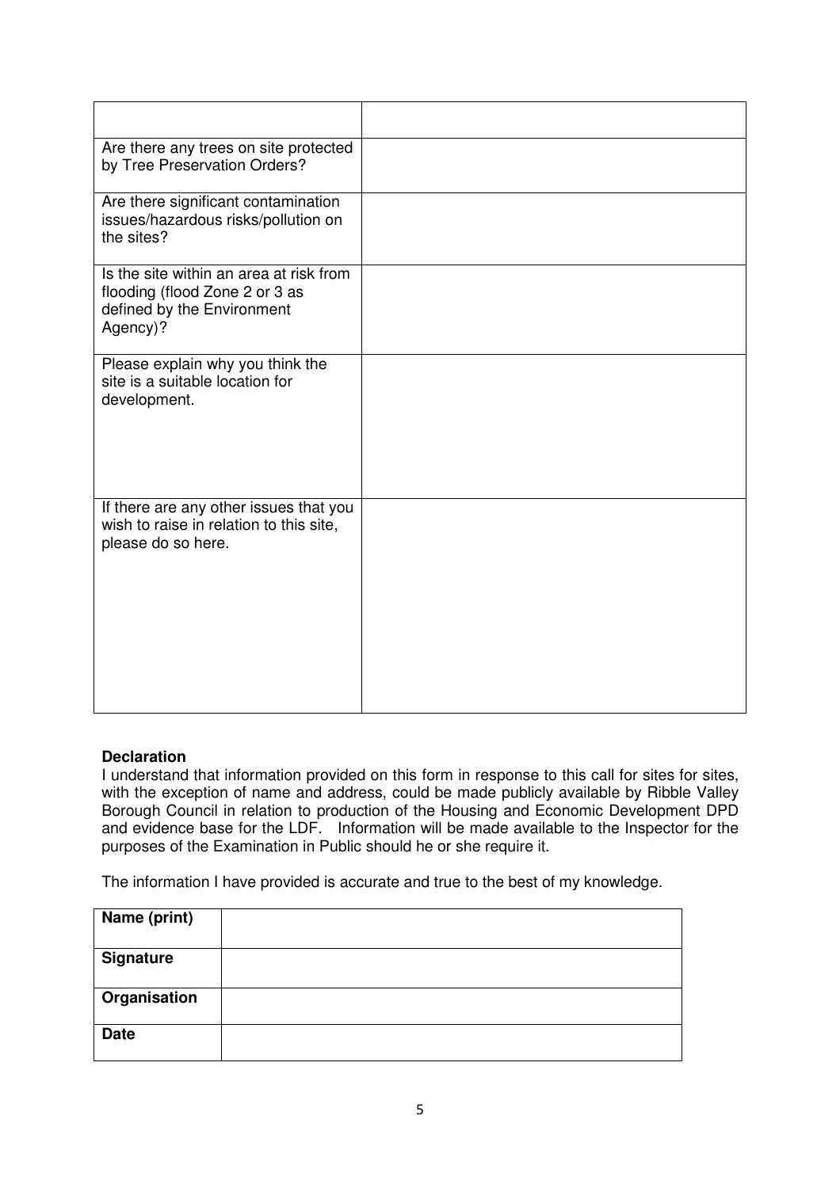| | |
|---|---|
| Are there any trees on site protected by Tree Preservation Orders? | |
| Are there significant contamination issues/hazardous risks/pollution on the sites? | |
| Is the site within an area at risk from flooding (flood Zone 2 or 3 as defined by the Environment Agency)? | |
| Please explain why you think the site is a suitable location for development. | |
| If there are any other issues that you wish to raise in relation to this site, please do so here. | |

**Declaration**

I understand that information provided on this form in response to this call for sites for sites, with the exception of name and address, could be made publicly available by Ribble Valley Borough Council in relation to production of the Housing and Economic Development DPD and evidence base for the LDF. Information will be made available to the Inspector for the purposes of the Examination in Public should he or she require it.

The information I have provided is accurate and true to the best of my knowledge.

| | |
|---|---|
| **Name (print)** | |
| **Signature** | |
| **Organisation** | |
| **Date** | |